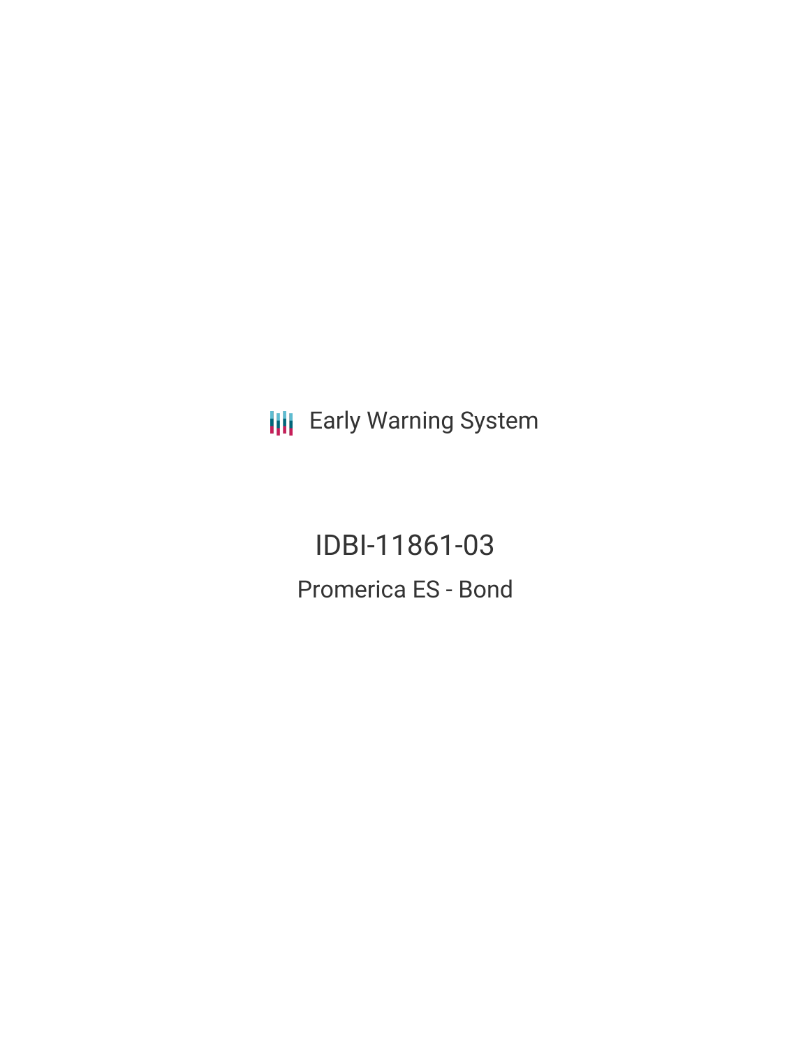Early Warning System

# IDBI-11861-03

## Promerica ES - Bond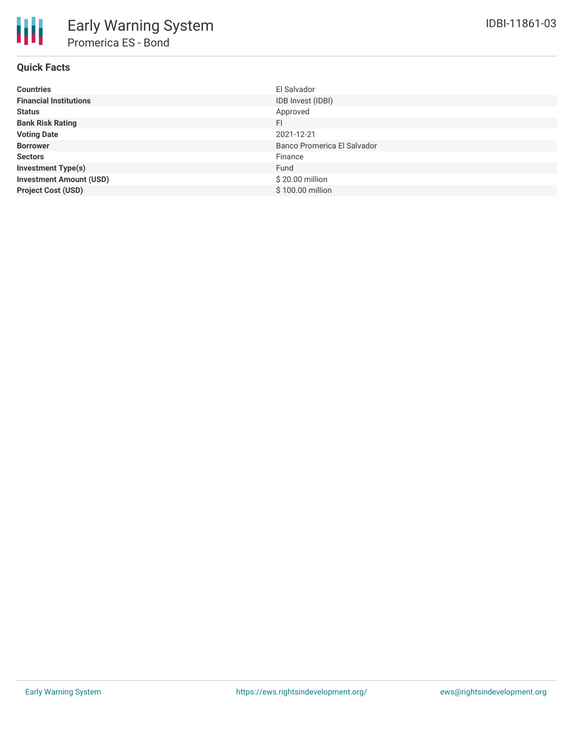# Early Warning System

## Promerica ES - Bond

IDBI-11861-03

### Quick Facts

| | |
|---|---|
| **Countries** | El Salvador |
| **Financial Institutions** | IDB Invest (IDBI) |
| **Status** | Approved |
| **Bank Risk Rating** | FI |
| **Voting Date** | 2021-12-21 |
| **Borrower** | Banco Promerica El Salvador |
| **Sectors** | Finance |
| **Investment Type(s)** | Fund |
| **Investment Amount (USD)** | $ 20.00 million |
| **Project Cost (USD)** | $ 100.00 million |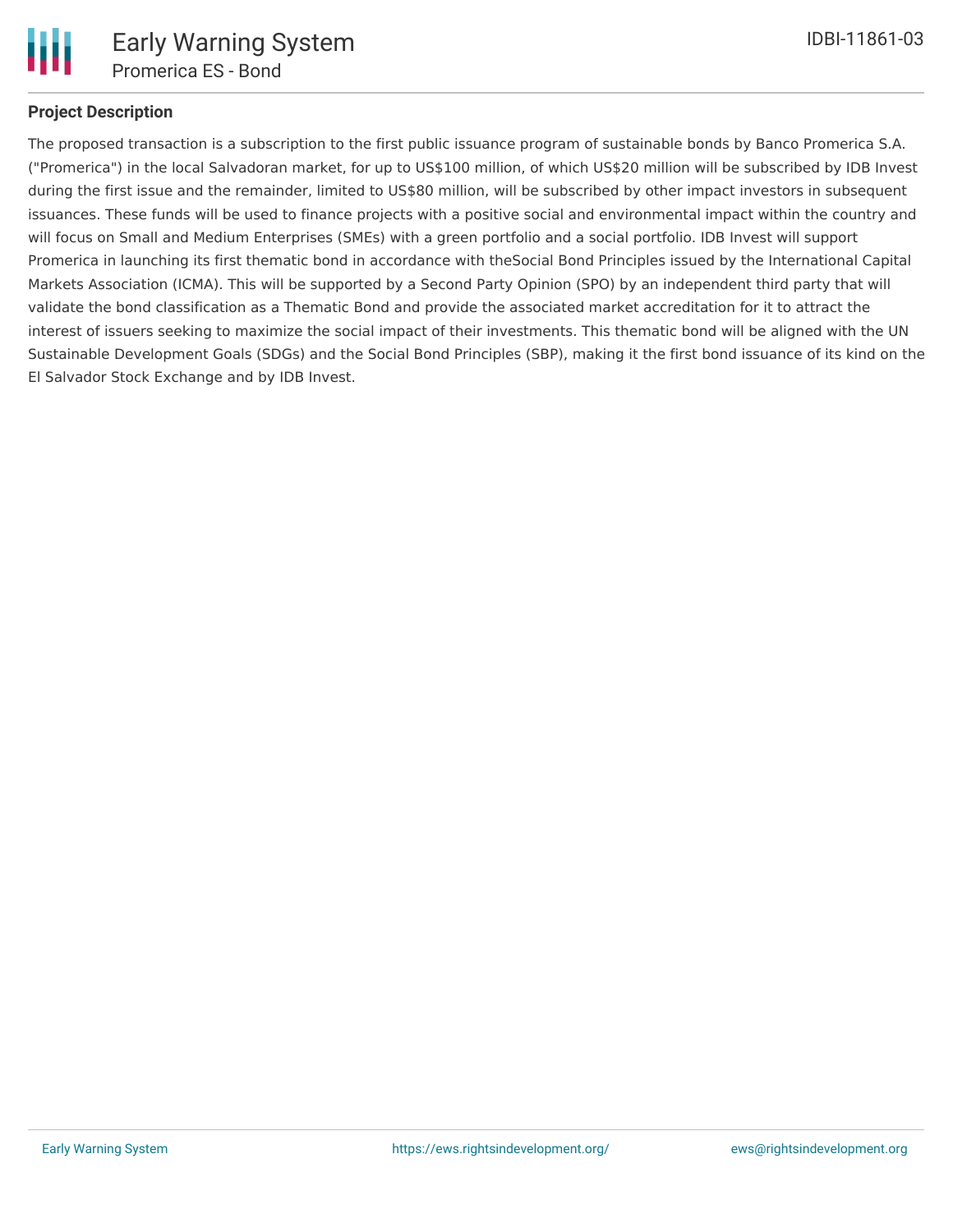## Project Description

The proposed transaction is a subscription to the first public issuance program of sustainable bonds by Banco Promerica S.A. ("Promerica") in the local Salvadoran market, for up to US$100 million, of which US$20 million will be subscribed by IDB Invest during the first issue and the remainder, limited to US$80 million, will be subscribed by other impact investors in subsequent issuances. These funds will be used to finance projects with a positive social and environmental impact within the country and will focus on Small and Medium Enterprises (SMEs) with a green portfolio and a social portfolio. IDB Invest will support Promerica in launching its first thematic bond in accordance with theSocial Bond Principles issued by the International Capital Markets Association (ICMA). This will be supported by a Second Party Opinion (SPO) by an independent third party that will validate the bond classification as a Thematic Bond and provide the associated market accreditation for it to attract the interest of issuers seeking to maximize the social impact of their investments. This thematic bond will be aligned with the UN Sustainable Development Goals (SDGs) and the Social Bond Principles (SBP), making it the first bond issuance of its kind on the El Salvador Stock Exchange and by IDB Invest.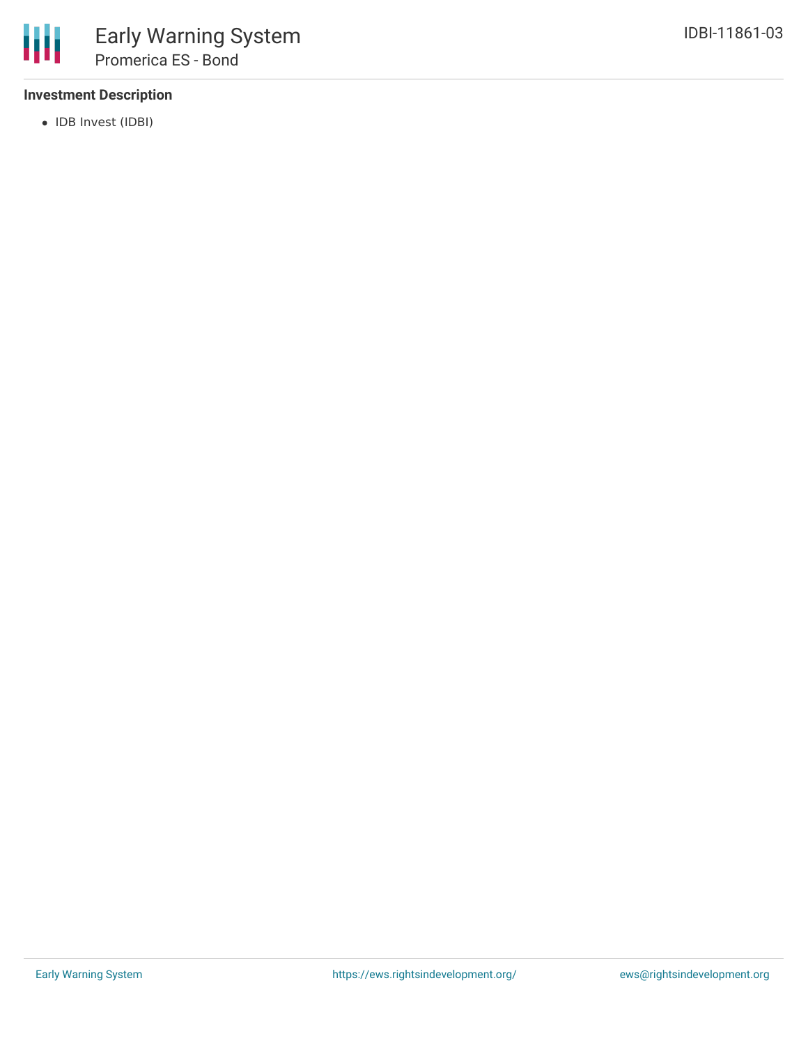### Investment Description

- IDB Invest (IDBI)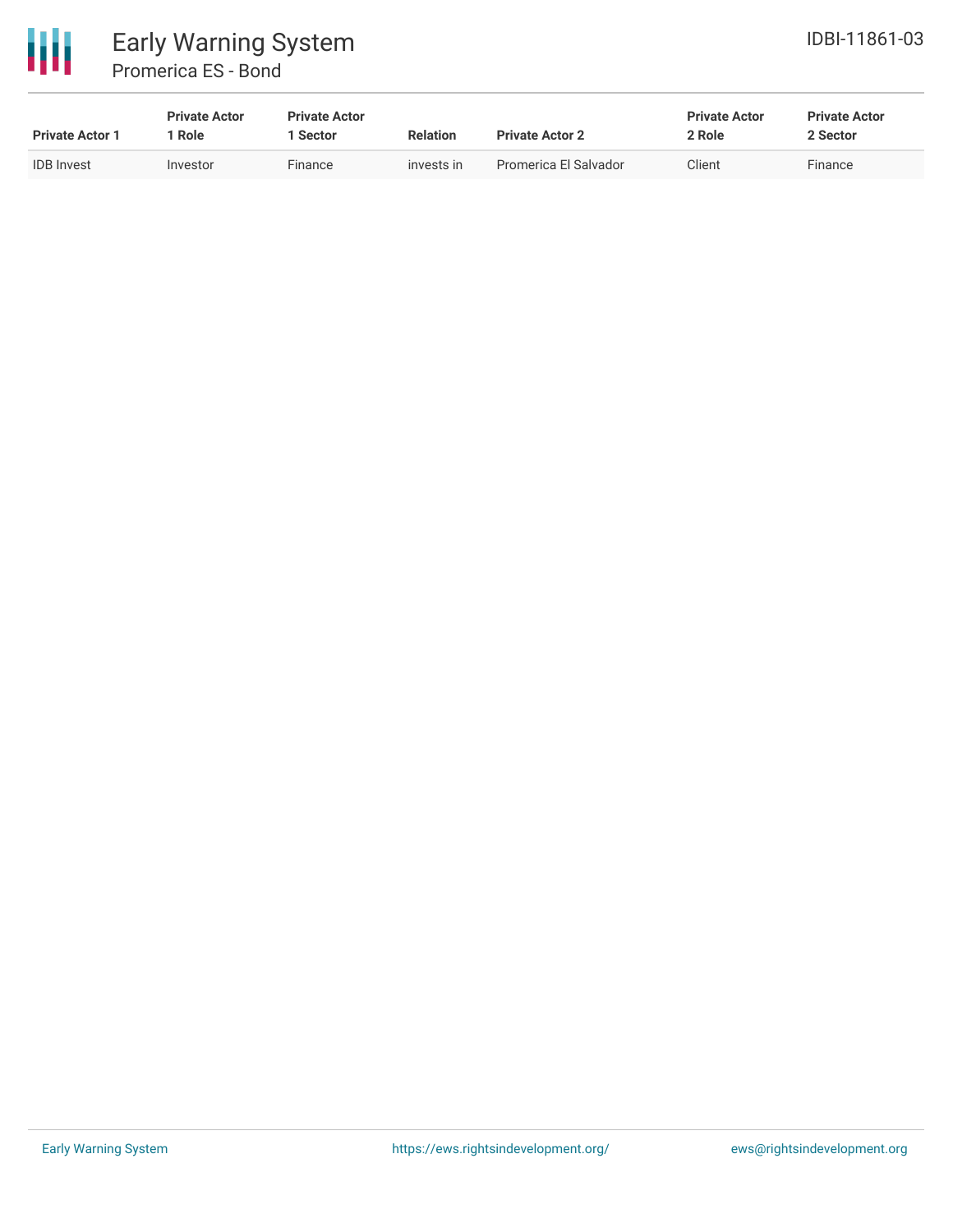| Private Actor 1 | Private Actor 1 Role | Private Actor 1 Sector | Relation | Private Actor 2 | Private Actor 2 Role | Private Actor 2 Sector |
|---|---|---|---|---|---|---|
| IDB Invest | Investor | Finance | invests in | Promerica El Salvador | Client | Finance |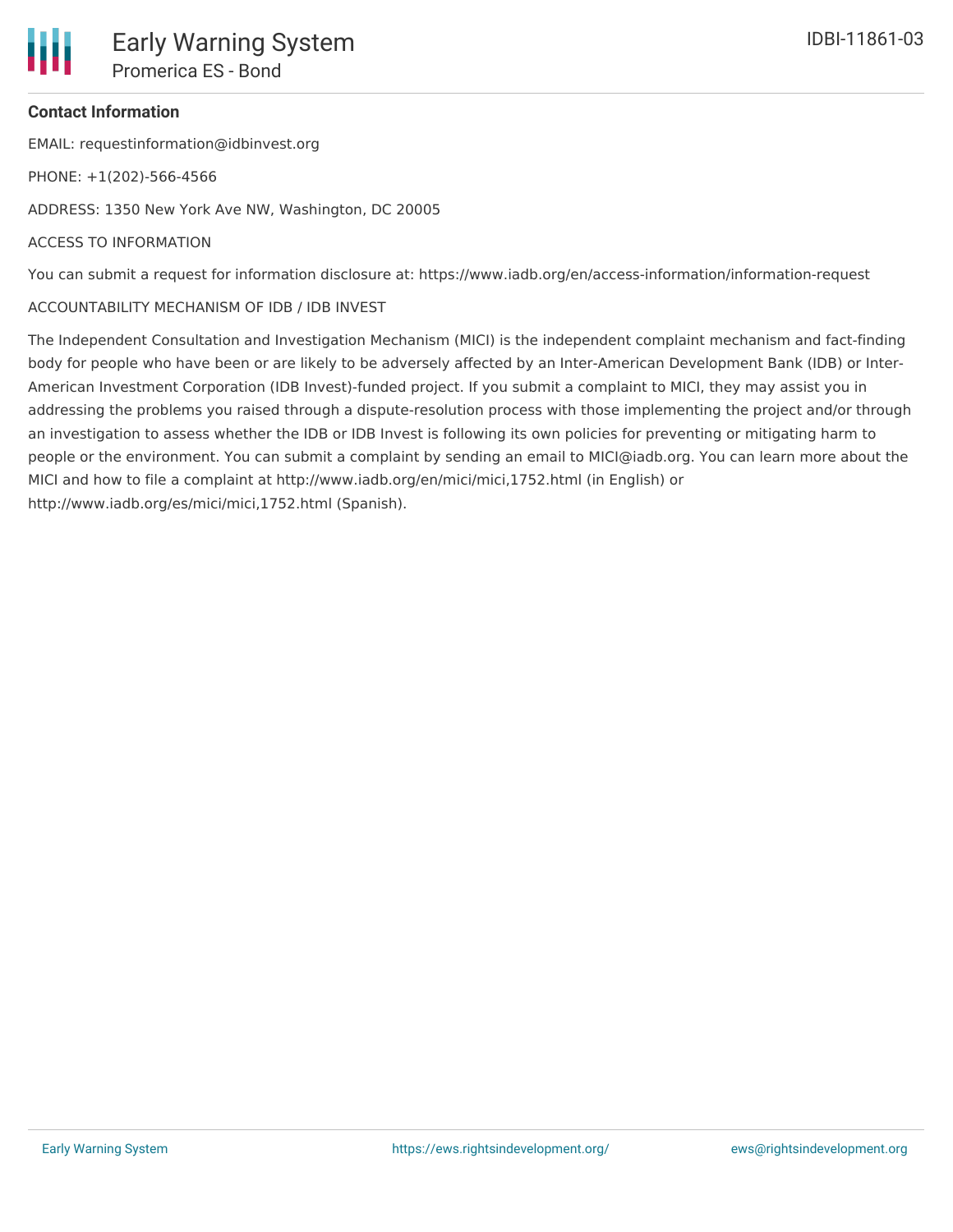**Contact Information**

EMAIL: requestinformation@idbinvest.org

PHONE: +1(202)-566-4566

ADDRESS: 1350 New York Ave NW, Washington, DC 20005

ACCESS TO INFORMATION

You can submit a request for information disclosure at: https://www.iadb.org/en/access-information/information-request

ACCOUNTABILITY MECHANISM OF IDB / IDB INVEST

The Independent Consultation and Investigation Mechanism (MICI) is the independent complaint mechanism and fact-finding body for people who have been or are likely to be adversely affected by an Inter-American Development Bank (IDB) or Inter-American Investment Corporation (IDB Invest)-funded project. If you submit a complaint to MICI, they may assist you in addressing the problems you raised through a dispute-resolution process with those implementing the project and/or through an investigation to assess whether the IDB or IDB Invest is following its own policies for preventing or mitigating harm to people or the environment. You can submit a complaint by sending an email to MICI@iadb.org. You can learn more about the MICI and how to file a complaint at http://www.iadb.org/en/mici/mici,1752.html (in English) or http://www.iadb.org/es/mici/mici,1752.html (Spanish).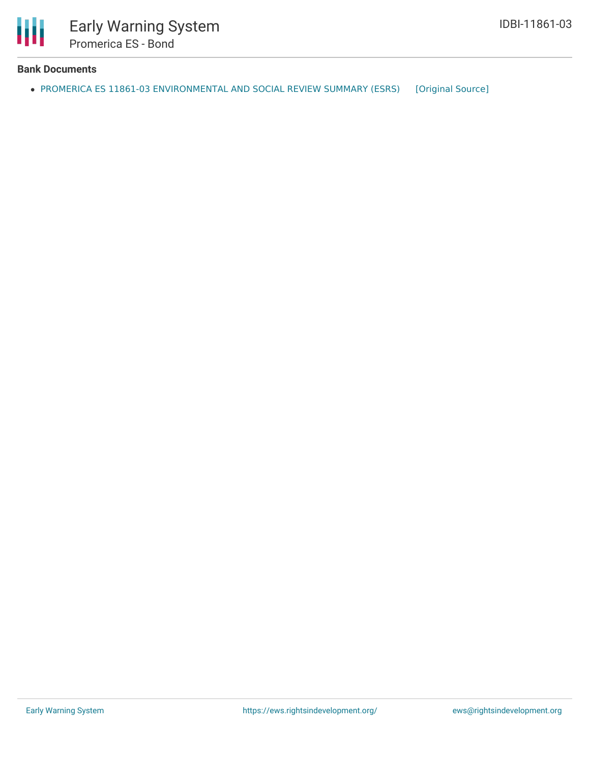**Bank Documents**

- PROMERICA ES 11861-03 ENVIRONMENTAL AND SOCIAL REVIEW SUMMARY (ESRS) [Original Source]